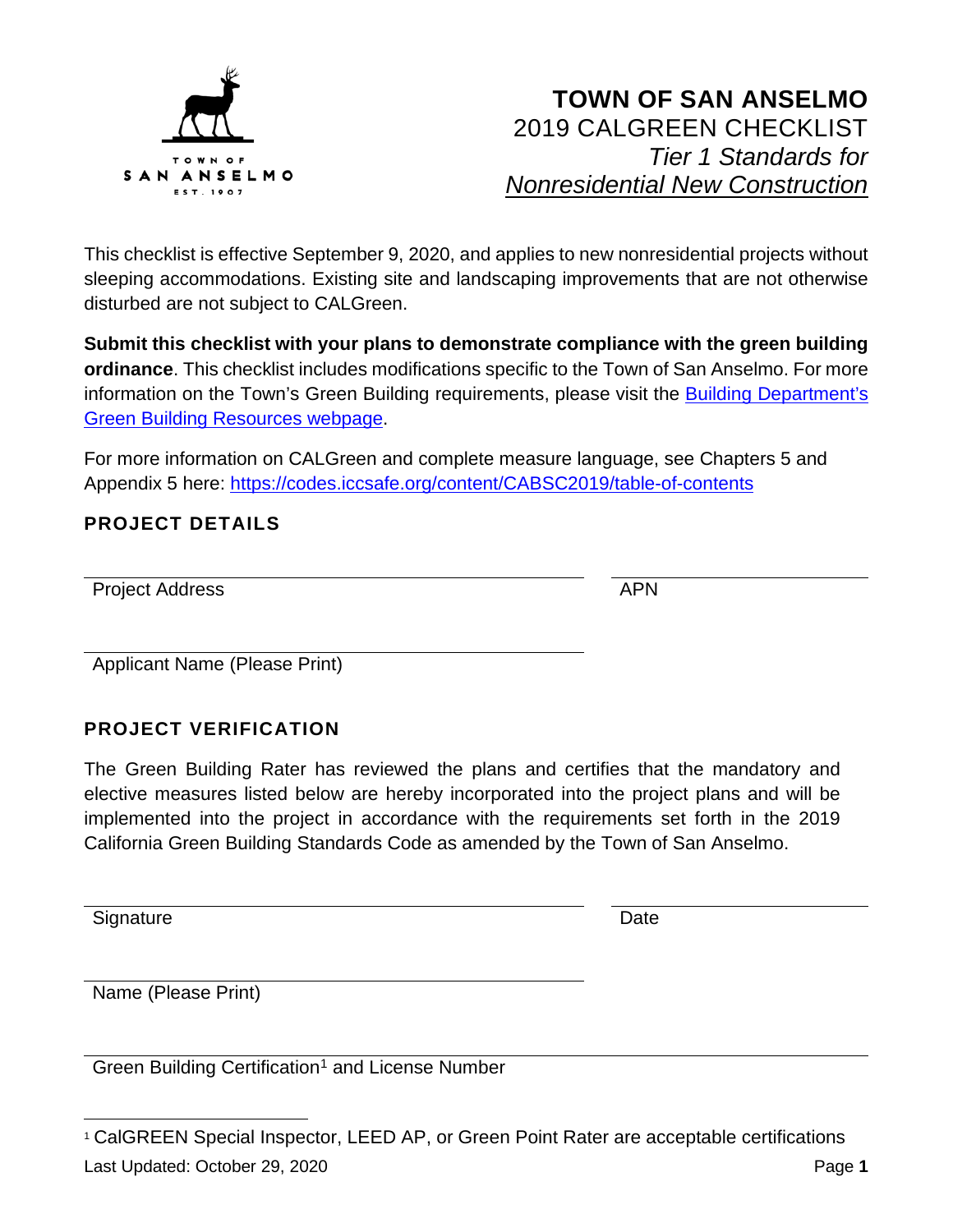TOWN OF SAN ANSELMO EST. 1907

# TOWN OF SAN ANSELMO

## 2019 CALGREEN CHECKLIST

### *Tier 1 Standards for* *Nonresidential New Construction*

This checklist is effective September 9, 2020, and applies to new nonresidential projects without sleeping accommodations. Existing site and landscaping improvements that are not otherwise disturbed are not subject to CALGreen.

**Submit this checklist with your plans to demonstrate compliance with the green building ordinance**. This checklist includes modifications specific to the Town of San Anselmo. For more information on the Town's Green Building requirements, please visit the Building Department's Green Building Resources webpage.

For more information on CALGreen and complete measure language, see Chapters 5 and Appendix 5 here: https://codes.iccsafe.org/content/CABSC2019/table-of-contents

## PROJECT DETAILS

Project Address ______________________ APN ______________________

Applicant Name (Please Print) ______________________

## PROJECT VERIFICATION

The Green Building Rater has reviewed the plans and certifies that the mandatory and elective measures listed below are hereby incorporated into the project plans and will be implemented into the project in accordance with the requirements set forth in the 2019 California Green Building Standards Code as amended by the Town of San Anselmo.

Signature ______________________ Date ______________________

Name (Please Print) ______________________

Green Building Certification[1] and License Number ______________________

[1] CalGREEN Special Inspector, LEED AP, or Green Point Rater are acceptable certifications

Last Updated: October 29, 2020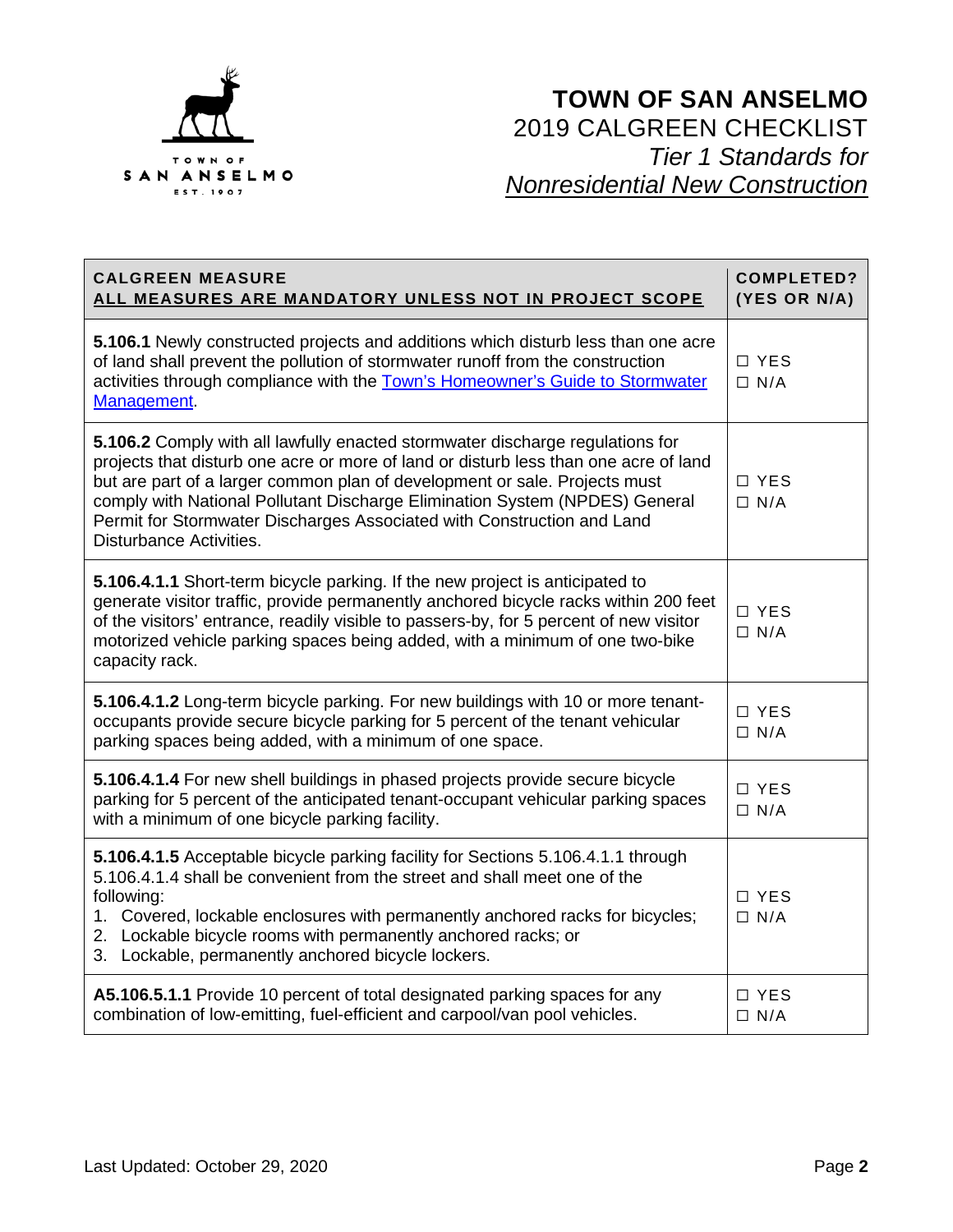# TOWN OF SAN ANSELMO

## 2019 CALGREEN CHECKLIST

### *Tier 1 Standards for* *Nonresidential New Construction*

| CALGREEN MEASURE<br>ALL MEASURES ARE MANDATORY UNLESS NOT IN PROJECT SCOPE | COMPLETED? (YES OR N/A) |
|---|---|
| **5.106.1** Newly constructed projects and additions which disturb less than one acre of land shall prevent the pollution of stormwater runoff from the construction activities through compliance with the [Town's Homeowner's Guide to Stormwater Management](). | ☐ YES<br>☐ N/A |
| **5.106.2** Comply with all lawfully enacted stormwater discharge regulations for projects that disturb one acre or more of land or disturb less than one acre of land but are part of a larger common plan of development or sale. Projects must comply with National Pollutant Discharge Elimination System (NPDES) General Permit for Stormwater Discharges Associated with Construction and Land Disturbance Activities. | ☐ YES<br>☐ N/A |
| **5.106.4.1.1** Short-term bicycle parking. If the new project is anticipated to generate visitor traffic, provide permanently anchored bicycle racks within 200 feet of the visitors' entrance, readily visible to passers-by, for 5 percent of new visitor motorized vehicle parking spaces being added, with a minimum of one two-bike capacity rack. | ☐ YES<br>☐ N/A |
| **5.106.4.1.2** Long-term bicycle parking. For new buildings with 10 or more tenant-occupants provide secure bicycle parking for 5 percent of the tenant vehicular parking spaces being added, with a minimum of one space. | ☐ YES<br>☐ N/A |
| **5.106.4.1.4** For new shell buildings in phased projects provide secure bicycle parking for 5 percent of the anticipated tenant-occupant vehicular parking spaces with a minimum of one bicycle parking facility. | ☐ YES<br>☐ N/A |
| **5.106.4.1.5** Acceptable bicycle parking facility for Sections 5.106.4.1.1 through 5.106.4.1.4 shall be convenient from the street and shall meet one of the following:<br>1. Covered, lockable enclosures with permanently anchored racks for bicycles;<br>2. Lockable bicycle rooms with permanently anchored racks; or<br>3. Lockable, permanently anchored bicycle lockers. | ☐ YES<br>☐ N/A |
| **A5.106.5.1.1** Provide 10 percent of total designated parking spaces for any combination of low-emitting, fuel-efficient and carpool/van pool vehicles. | ☐ YES<br>☐ N/A |

Last Updated: October 29, 2020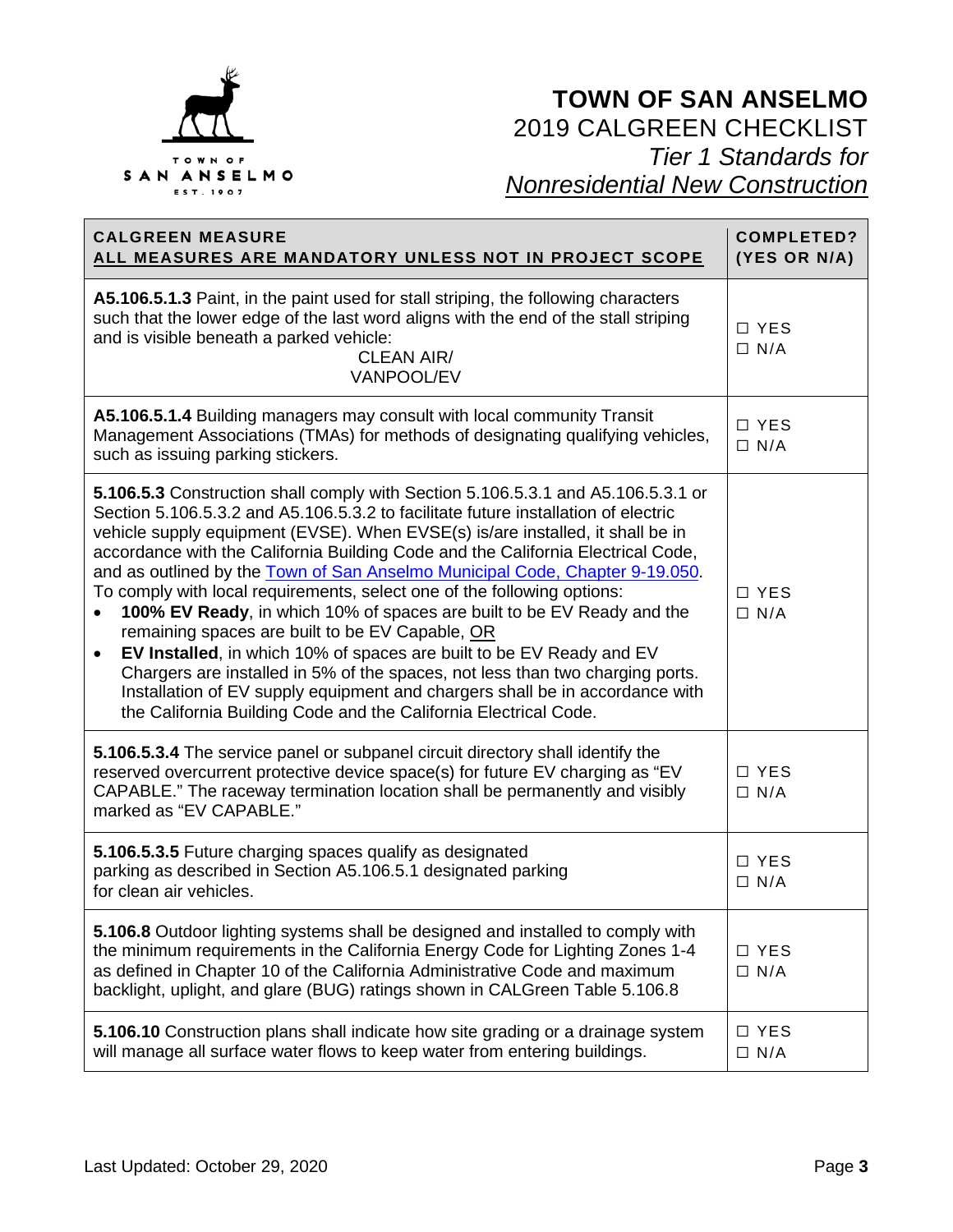# TOWN OF SAN ANSELMO

## 2019 CALGREEN CHECKLIST

### *Tier 1 Standards for* *Nonresidential New Construction*

| CALGREEN MEASURE<br>ALL MEASURES ARE MANDATORY UNLESS NOT IN PROJECT SCOPE | COMPLETED? (YES OR N/A) |
|---|---|
| **A5.106.5.1.3** Paint, in the paint used for stall striping, the following characters such that the lower edge of the last word aligns with the end of the stall striping and is visible beneath a parked vehicle:<br>CLEAN AIR/<br>VANPOOL/EV | ☐ YES<br>☐ N/A |
| **A5.106.5.1.4** Building managers may consult with local community Transit Management Associations (TMAs) for methods of designating qualifying vehicles, such as issuing parking stickers. | ☐ YES<br>☐ N/A |
| **5.106.5.3** Construction shall comply with Section 5.106.5.3.1 and A5.106.5.3.1 or Section 5.106.5.3.2 and A5.106.5.3.2 to facilitate future installation of electric vehicle supply equipment (EVSE). When EVSE(s) is/are installed, it shall be in accordance with the California Building Code and the California Electrical Code, and as outlined by the Town of San Anselmo Municipal Code, Chapter 9-19.050. To comply with local requirements, select one of the following options:<br>• **100% EV Ready**, in which 10% of spaces are built to be EV Ready and the remaining spaces are built to be EV Capable, <u>OR</u><br>• **EV Installed**, in which 10% of spaces are built to be EV Ready and EV Chargers are installed in 5% of the spaces, not less than two charging ports. Installation of EV supply equipment and chargers shall be in accordance with the California Building Code and the California Electrical Code. | ☐ YES<br>☐ N/A |
| **5.106.5.3.4** The service panel or subpanel circuit directory shall identify the reserved overcurrent protective device space(s) for future EV charging as "EV CAPABLE." The raceway termination location shall be permanently and visibly marked as "EV CAPABLE." | ☐ YES<br>☐ N/A |
| **5.106.5.3.5** Future charging spaces qualify as designated parking as described in Section A5.106.5.1 designated parking for clean air vehicles. | ☐ YES<br>☐ N/A |
| **5.106.8** Outdoor lighting systems shall be designed and installed to comply with the minimum requirements in the California Energy Code for Lighting Zones 1-4 as defined in Chapter 10 of the California Administrative Code and maximum backlight, uplight, and glare (BUG) ratings shown in CALGreen Table 5.106.8 | ☐ YES<br>☐ N/A |
| **5.106.10** Construction plans shall indicate how site grading or a drainage system will manage all surface water flows to keep water from entering buildings. | ☐ YES<br>☐ N/A |

Last Updated: October 29, 2020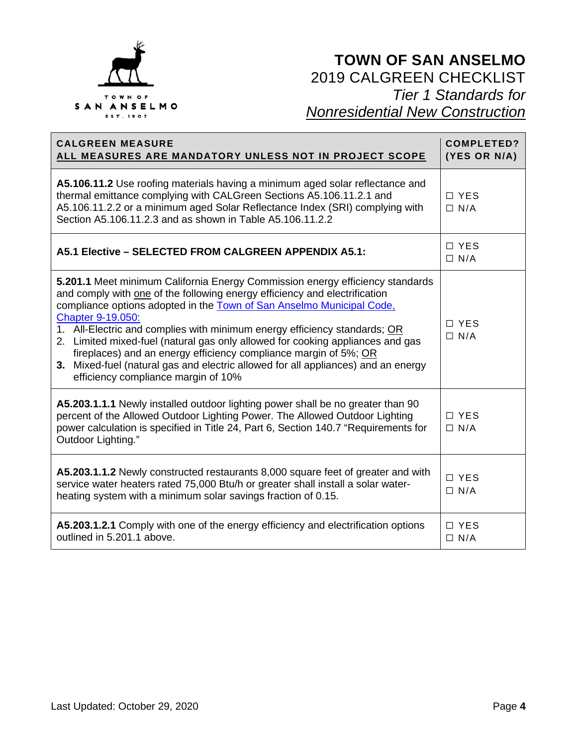# TOWN OF SAN ANSELMO

## 2019 CALGREEN CHECKLIST

### *Tier 1 Standards for* *<u>Nonresidential New Construction</u>*

| CALGREEN MEASURE<br><u>ALL MEASURES ARE MANDATORY UNLESS NOT IN PROJECT SCOPE</u> | COMPLETED? (YES OR N/A) |
|---|---|
| **A5.106.11.2** Use roofing materials having a minimum aged solar reflectance and thermal emittance complying with CALGreen Sections A5.106.11.2.1 and A5.106.11.2.2 or a minimum aged Solar Reflectance Index (SRI) complying with Section A5.106.11.2.3 and as shown in Table A5.106.11.2.2 | ☐ YES<br>☐ N/A |
| **A5.1 Elective – SELECTED FROM CALGREEN APPENDIX A5.1:** | ☐ YES<br>☐ N/A |
| **5.201.1** Meet minimum California Energy Commission energy efficiency standards and comply with <u>one</u> of the following energy efficiency and electrification compliance options adopted in the <u>Town of San Anselmo Municipal Code, Chapter 9-19.050:</u><br>1. All-Electric and complies with minimum energy efficiency standards; <u>OR</u><br>2. Limited mixed-fuel (natural gas only allowed for cooking appliances and gas fireplaces) and an energy efficiency compliance margin of 5%; <u>OR</u><br>**3.** Mixed-fuel (natural gas and electric allowed for all appliances) and an energy efficiency compliance margin of 10% | ☐ YES<br>☐ N/A |
| **A5.203.1.1.1** Newly installed outdoor lighting power shall be no greater than 90 percent of the Allowed Outdoor Lighting Power. The Allowed Outdoor Lighting power calculation is specified in Title 24, Part 6, Section 140.7 "Requirements for Outdoor Lighting." | ☐ YES<br>☐ N/A |
| **A5.203.1.1.2** Newly constructed restaurants 8,000 square feet of greater and with service water heaters rated 75,000 Btu/h or greater shall install a solar water-heating system with a minimum solar savings fraction of 0.15. | ☐ YES<br>☐ N/A |
| **A5.203.1.2.1** Comply with one of the energy efficiency and electrification options outlined in 5.201.1 above. | ☐ YES<br>☐ N/A |

Last Updated: October 29, 2020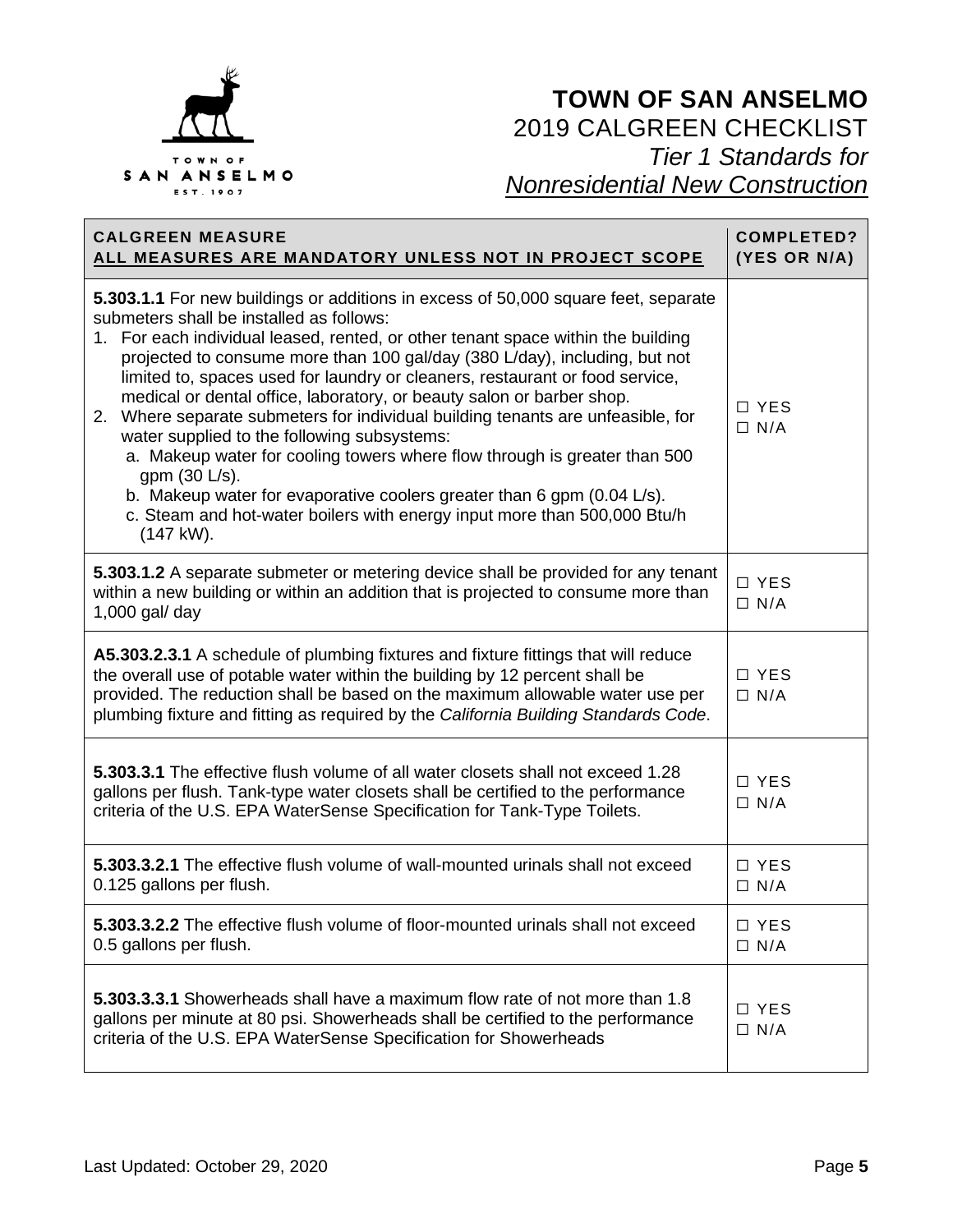# TOWN OF SAN ANSELMO

## 2019 CALGREEN CHECKLIST

### *Tier 1 Standards for*

### *Nonresidential New Construction*

| CALGREEN MEASURE<br>ALL MEASURES ARE MANDATORY UNLESS NOT IN PROJECT SCOPE | COMPLETED? (YES OR N/A) |
|---|---|
| **5.303.1.1** For new buildings or additions in excess of 50,000 square feet, separate submeters shall be installed as follows:<br>1. For each individual leased, rented, or other tenant space within the building projected to consume more than 100 gal/day (380 L/day), including, but not limited to, spaces used for laundry or cleaners, restaurant or food service, medical or dental office, laboratory, or beauty salon or barber shop.<br>2. Where separate submeters for individual building tenants are unfeasible, for water supplied to the following subsystems:<br>a. Makeup water for cooling towers where flow through is greater than 500 gpm (30 L/s).<br>b. Makeup water for evaporative coolers greater than 6 gpm (0.04 L/s).<br>c. Steam and hot-water boilers with energy input more than 500,000 Btu/h (147 kW). | ☐ YES<br>☐ N/A |
| **5.303.1.2** A separate submeter or metering device shall be provided for any tenant within a new building or within an addition that is projected to consume more than 1,000 gal/ day | ☐ YES<br>☐ N/A |
| **A5.303.2.3.1** A schedule of plumbing fixtures and fixture fittings that will reduce the overall use of potable water within the building by 12 percent shall be provided. The reduction shall be based on the maximum allowable water use per plumbing fixture and fitting as required by the *California Building Standards Code*. | ☐ YES<br>☐ N/A |
| **5.303.3.1** The effective flush volume of all water closets shall not exceed 1.28 gallons per flush. Tank-type water closets shall be certified to the performance criteria of the U.S. EPA WaterSense Specification for Tank-Type Toilets. | ☐ YES<br>☐ N/A |
| **5.303.3.2.1** The effective flush volume of wall-mounted urinals shall not exceed 0.125 gallons per flush. | ☐ YES<br>☐ N/A |
| **5.303.3.2.2** The effective flush volume of floor-mounted urinals shall not exceed 0.5 gallons per flush. | ☐ YES<br>☐ N/A |
| **5.303.3.3.1** Showerheads shall have a maximum flow rate of not more than 1.8 gallons per minute at 80 psi. Showerheads shall be certified to the performance criteria of the U.S. EPA WaterSense Specification for Showerheads | ☐ YES<br>☐ N/A |

Last Updated: October 29, 2020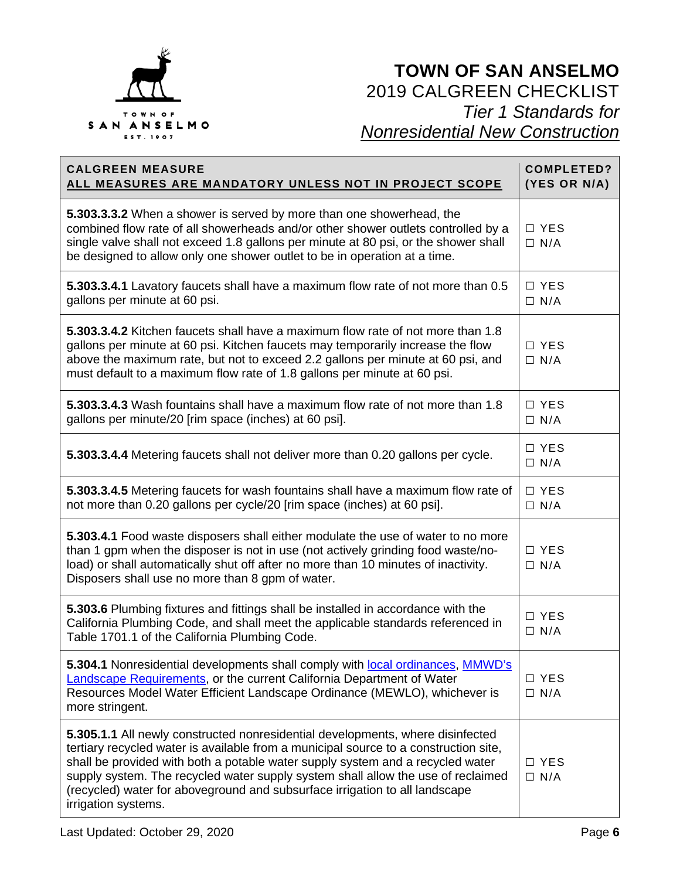# TOWN OF SAN ANSELMO

2019 CALGREEN CHECKLIST

*Tier 1 Standards for*

*Nonresidential New Construction*

| CALGREEN MEASURE<br>ALL MEASURES ARE MANDATORY UNLESS NOT IN PROJECT SCOPE | COMPLETED? (YES OR N/A) |
|---|---|
| **5.303.3.3.2** When a shower is served by more than one showerhead, the combined flow rate of all showerheads and/or other shower outlets controlled by a single valve shall not exceed 1.8 gallons per minute at 80 psi, or the shower shall be designed to allow only one shower outlet to be in operation at a time. | ☐ YES<br>☐ N/A |
| **5.303.3.4.1** Lavatory faucets shall have a maximum flow rate of not more than 0.5 gallons per minute at 60 psi. | ☐ YES<br>☐ N/A |
| **5.303.3.4.2** Kitchen faucets shall have a maximum flow rate of not more than 1.8 gallons per minute at 60 psi. Kitchen faucets may temporarily increase the flow above the maximum rate, but not to exceed 2.2 gallons per minute at 60 psi, and must default to a maximum flow rate of 1.8 gallons per minute at 60 psi. | ☐ YES<br>☐ N/A |
| **5.303.3.4.3** Wash fountains shall have a maximum flow rate of not more than 1.8 gallons per minute/20 [rim space (inches) at 60 psi]. | ☐ YES<br>☐ N/A |
| **5.303.3.4.4** Metering faucets shall not deliver more than 0.20 gallons per cycle. | ☐ YES<br>☐ N/A |
| **5.303.3.4.5** Metering faucets for wash fountains shall have a maximum flow rate of not more than 0.20 gallons per cycle/20 [rim space (inches) at 60 psi]. | ☐ YES<br>☐ N/A |
| **5.303.4.1** Food waste disposers shall either modulate the use of water to no more than 1 gpm when the disposer is not in use (not actively grinding food waste/no-load) or shall automatically shut off after no more than 10 minutes of inactivity. Disposers shall use no more than 8 gpm of water. | ☐ YES<br>☐ N/A |
| **5.303.6** Plumbing fixtures and fittings shall be installed in accordance with the California Plumbing Code, and shall meet the applicable standards referenced in Table 1701.1 of the California Plumbing Code. | ☐ YES<br>☐ N/A |
| **5.304.1** Nonresidential developments shall comply with local ordinances, MMWD's Landscape Requirements, or the current California Department of Water Resources Model Water Efficient Landscape Ordinance (MEWLO), whichever is more stringent. | ☐ YES<br>☐ N/A |
| **5.305.1.1** All newly constructed nonresidential developments, where disinfected tertiary recycled water is available from a municipal source to a construction site, shall be provided with both a potable water supply system and a recycled water supply system. The recycled water supply system shall allow the use of reclaimed (recycled) water for aboveground and subsurface irrigation to all landscape irrigation systems. | ☐ YES<br>☐ N/A |

Last Updated: October 29, 2020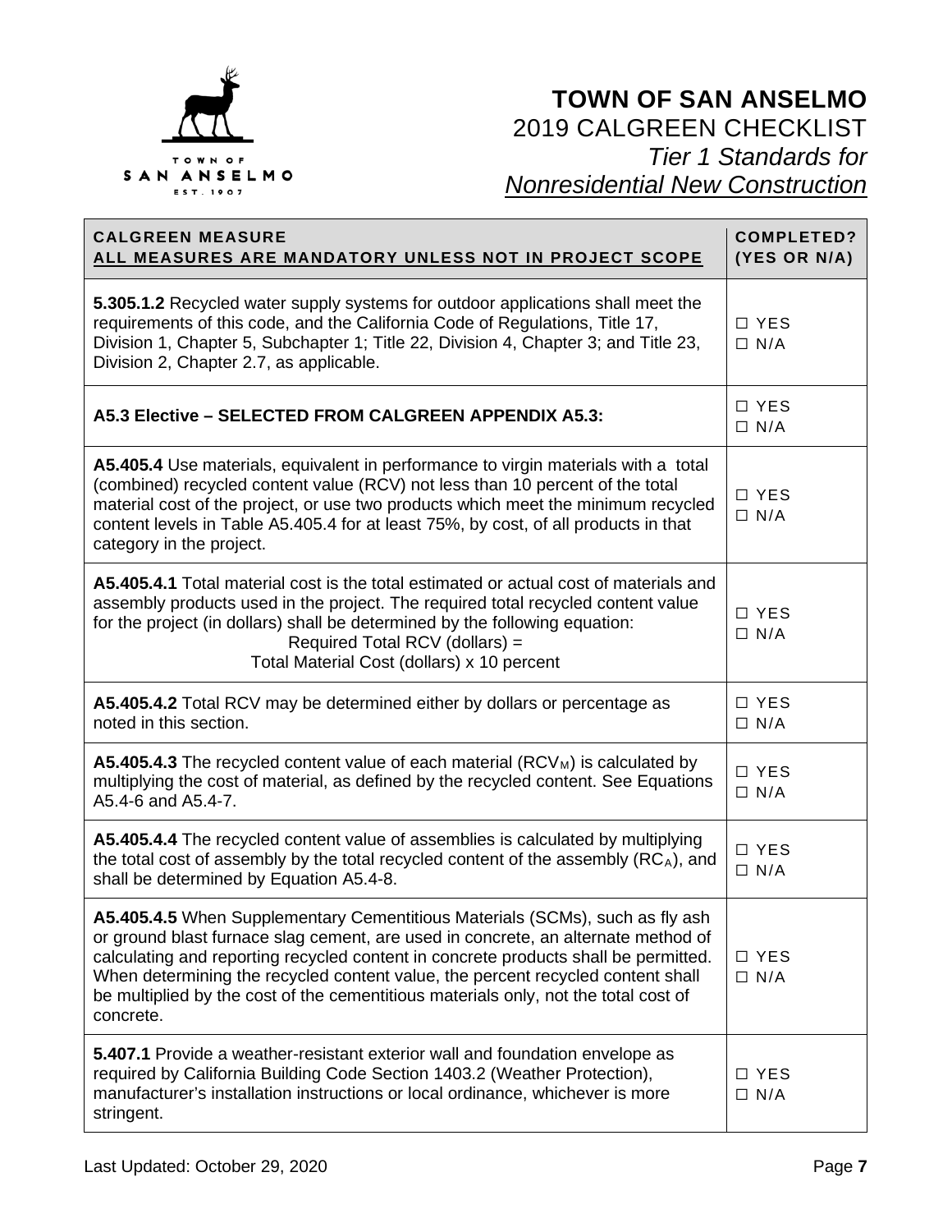# TOWN OF SAN ANSELMO

## 2019 CALGREEN CHECKLIST

### *Tier 1 Standards for* *Nonresidential New Construction*

| **CALGREEN MEASURE** **ALL MEASURES ARE MANDATORY UNLESS NOT IN PROJECT SCOPE** | **COMPLETED? (YES OR N/A)** |
|---|---|
| **5.305.1.2** Recycled water supply systems for outdoor applications shall meet the requirements of this code, and the California Code of Regulations, Title 17, Division 1, Chapter 5, Subchapter 1; Title 22, Division 4, Chapter 3; and Title 23, Division 2, Chapter 2.7, as applicable. | ☐ YES ☐ N/A |
| **A5.3 Elective – SELECTED FROM CALGREEN APPENDIX A5.3:** | ☐ YES ☐ N/A |
| **A5.405.4** Use materials, equivalent in performance to virgin materials with a total (combined) recycled content value (RCV) not less than 10 percent of the total material cost of the project, or use two products which meet the minimum recycled content levels in Table A5.405.4 for at least 75%, by cost, of all products in that category in the project. | ☐ YES ☐ N/A |
| **A5.405.4.1** Total material cost is the total estimated or actual cost of materials and assembly products used in the project. The required total recycled content value for the project (in dollars) shall be determined by the following equation: Required Total RCV (dollars) = Total Material Cost (dollars) x 10 percent | ☐ YES ☐ N/A |
| **A5.405.4.2** Total RCV may be determined either by dollars or percentage as noted in this section. | ☐ YES ☐ N/A |
| **A5.405.4.3** The recycled content value of each material ($RCV_M$) is calculated by multiplying the cost of material, as defined by the recycled content. See Equations A5.4-6 and A5.4-7. | ☐ YES ☐ N/A |
| **A5.405.4.4** The recycled content value of assemblies is calculated by multiplying the total cost of assembly by the total recycled content of the assembly ($RC_A$), and shall be determined by Equation A5.4-8. | ☐ YES ☐ N/A |
| **A5.405.4.5** When Supplementary Cementitious Materials (SCMs), such as fly ash or ground blast furnace slag cement, are used in concrete, an alternate method of calculating and reporting recycled content in concrete products shall be permitted. When determining the recycled content value, the percent recycled content shall be multiplied by the cost of the cementitious materials only, not the total cost of concrete. | ☐ YES ☐ N/A |
| **5.407.1** Provide a weather-resistant exterior wall and foundation envelope as required by California Building Code Section 1403.2 (Weather Protection), manufacturer's installation instructions or local ordinance, whichever is more stringent. | ☐ YES ☐ N/A |

Last Updated: October 29, 2020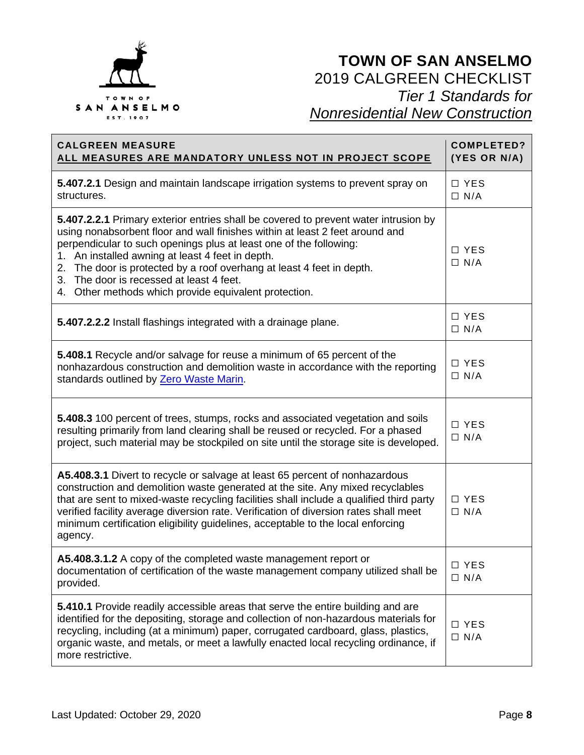# TOWN OF SAN ANSELMO

## 2019 CALGREEN CHECKLIST

### *Tier 1 Standards for* *Nonresidential New Construction*

| **CALGREEN MEASURE** **ALL MEASURES ARE MANDATORY UNLESS NOT IN PROJECT SCOPE** | **COMPLETED? (YES OR N/A)** |
|---|---|
| **5.407.2.1** Design and maintain landscape irrigation systems to prevent spray on structures. | ☐ YES ☐ N/A |
| **5.407.2.2.1** Primary exterior entries shall be covered to prevent water intrusion by using nonabsorbent floor and wall finishes within at least 2 feet around and perpendicular to such openings plus at least one of the following: 1. An installed awning at least 4 feet in depth. 2. The door is protected by a roof overhang at least 4 feet in depth. 3. The door is recessed at least 4 feet. 4. Other methods which provide equivalent protection. | ☐ YES ☐ N/A |
| **5.407.2.2.2** Install flashings integrated with a drainage plane. | ☐ YES ☐ N/A |
| **5.408.1** Recycle and/or salvage for reuse a minimum of 65 percent of the nonhazardous construction and demolition waste in accordance with the reporting standards outlined by Zero Waste Marin. | ☐ YES ☐ N/A |
| **5.408.3** 100 percent of trees, stumps, rocks and associated vegetation and soils resulting primarily from land clearing shall be reused or recycled. For a phased project, such material may be stockpiled on site until the storage site is developed. | ☐ YES ☐ N/A |
| **A5.408.3.1** Divert to recycle or salvage at least 65 percent of nonhazardous construction and demolition waste generated at the site. Any mixed recyclables that are sent to mixed-waste recycling facilities shall include a qualified third party verified facility average diversion rate. Verification of diversion rates shall meet minimum certification eligibility guidelines, acceptable to the local enforcing agency. | ☐ YES ☐ N/A |
| **A5.408.3.1.2** A copy of the completed waste management report or documentation of certification of the waste management company utilized shall be provided. | ☐ YES ☐ N/A |
| **5.410.1** Provide readily accessible areas that serve the entire building and are identified for the depositing, storage and collection of non-hazardous materials for recycling, including (at a minimum) paper, corrugated cardboard, glass, plastics, organic waste, and metals, or meet a lawfully enacted local recycling ordinance, if more restrictive. | ☐ YES ☐ N/A |

Last Updated: October 29, 2020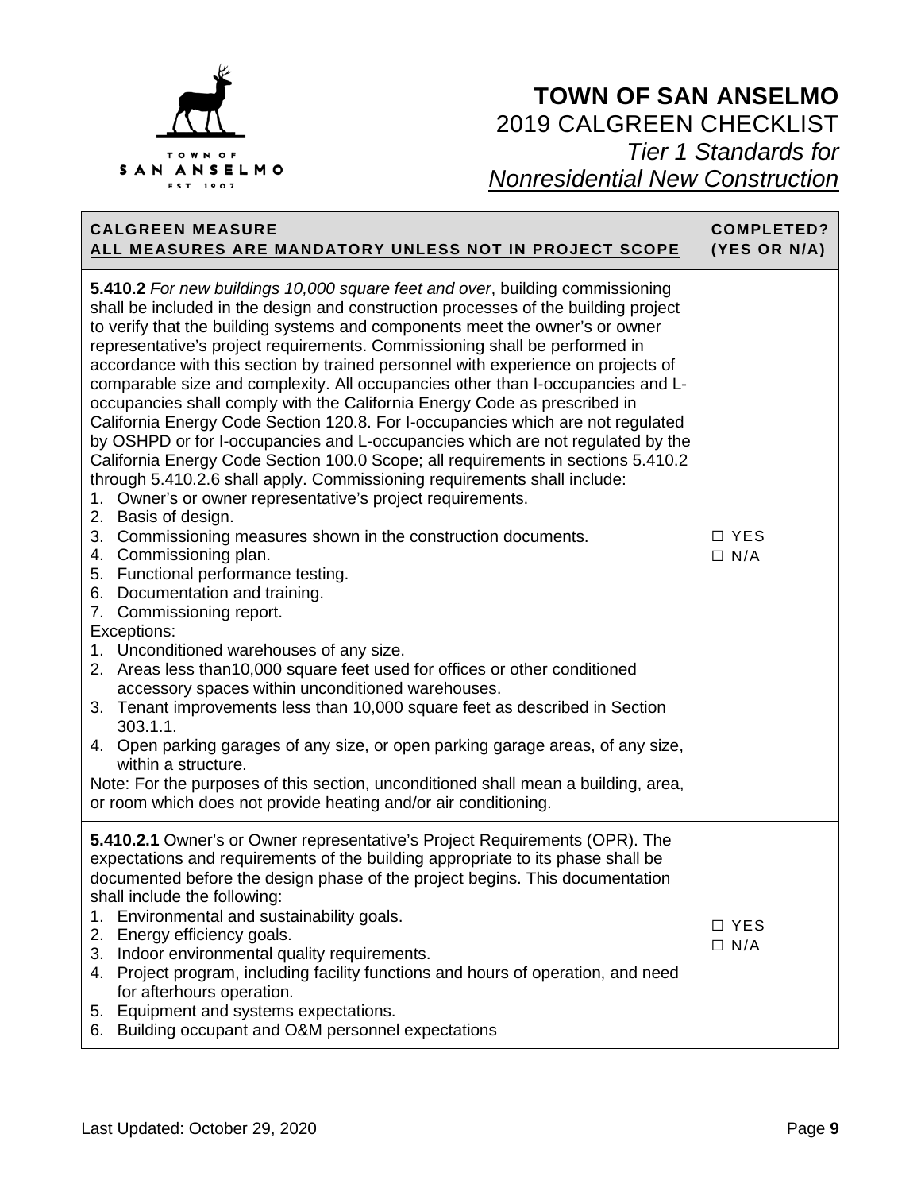# TOWN OF SAN ANSELMO
## 2019 CALGREEN CHECKLIST
### *Tier 1 Standards for* *Nonresidential New Construction*

| CALGREEN MEASURE<br>ALL MEASURES ARE MANDATORY UNLESS NOT IN PROJECT SCOPE | COMPLETED? (YES OR N/A) |
|---|---|
| **5.410.2** *For new buildings 10,000 square feet and over*, building commissioning shall be included in the design and construction processes of the building project to verify that the building systems and components meet the owner's or owner representative's project requirements. Commissioning shall be performed in accordance with this section by trained personnel with experience on projects of comparable size and complexity. All occupancies other than I-occupancies and L-occupancies shall comply with the California Energy Code as prescribed in California Energy Code Section 120.8. For I-occupancies which are not regulated by OSHPD or for I-occupancies and L-occupancies which are not regulated by the California Energy Code Section 100.0 Scope; all requirements in sections 5.410.2 through 5.410.2.6 shall apply. Commissioning requirements shall include:<br>1. Owner's or owner representative's project requirements.<br>2. Basis of design.<br>3. Commissioning measures shown in the construction documents.<br>4. Commissioning plan.<br>5. Functional performance testing.<br>6. Documentation and training.<br>7. Commissioning report.<br>Exceptions:<br>1. Unconditioned warehouses of any size.<br>2. Areas less than10,000 square feet used for offices or other conditioned accessory spaces within unconditioned warehouses.<br>3. Tenant improvements less than 10,000 square feet as described in Section 303.1.1.<br>4. Open parking garages of any size, or open parking garage areas, of any size, within a structure.<br>Note: For the purposes of this section, unconditioned shall mean a building, area, or room which does not provide heating and/or air conditioning. | ☐ YES<br>☐ N/A |
| **5.410.2.1** Owner's or Owner representative's Project Requirements (OPR). The expectations and requirements of the building appropriate to its phase shall be documented before the design phase of the project begins. This documentation shall include the following:<br>1. Environmental and sustainability goals.<br>2. Energy efficiency goals.<br>3. Indoor environmental quality requirements.<br>4. Project program, including facility functions and hours of operation, and need for afterhours operation.<br>5. Equipment and systems expectations.<br>6. Building occupant and O&M personnel expectations | ☐ YES<br>☐ N/A |

Last Updated: October 29, 2020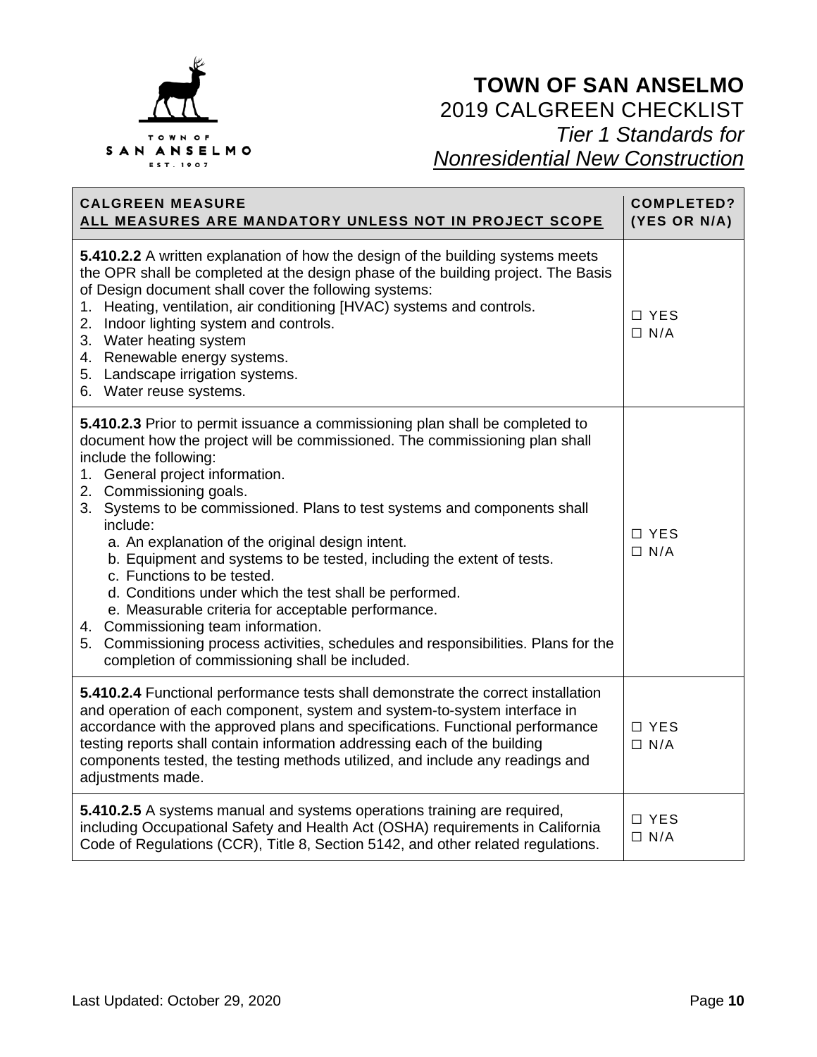# TOWN OF SAN ANSELMO

2019 CALGREEN CHECKLIST

*Tier 1 Standards for*

*Nonresidential New Construction*

| **CALGREEN MEASURE**<br>**ALL MEASURES ARE MANDATORY UNLESS NOT IN PROJECT SCOPE** | **COMPLETED? (YES OR N/A)** |
|---|---|
| **5.410.2.2** A written explanation of how the design of the building systems meets the OPR shall be completed at the design phase of the building project. The Basis of Design document shall cover the following systems:<br>1. Heating, ventilation, air conditioning [HVAC) systems and controls.<br>2. Indoor lighting system and controls.<br>3. Water heating system<br>4. Renewable energy systems.<br>5. Landscape irrigation systems.<br>6. Water reuse systems. | ☐ YES<br>☐ N/A |
| **5.410.2.3** Prior to permit issuance a commissioning plan shall be completed to document how the project will be commissioned. The commissioning plan shall include the following:<br>1. General project information.<br>2. Commissioning goals.<br>3. Systems to be commissioned. Plans to test systems and components shall include:<br>a. An explanation of the original design intent.<br>b. Equipment and systems to be tested, including the extent of tests.<br>c. Functions to be tested.<br>d. Conditions under which the test shall be performed.<br>e. Measurable criteria for acceptable performance.<br>4. Commissioning team information.<br>5. Commissioning process activities, schedules and responsibilities. Plans for the completion of commissioning shall be included. | ☐ YES<br>☐ N/A |
| **5.410.2.4** Functional performance tests shall demonstrate the correct installation and operation of each component, system and system-to-system interface in accordance with the approved plans and specifications. Functional performance testing reports shall contain information addressing each of the building components tested, the testing methods utilized, and include any readings and adjustments made. | ☐ YES<br>☐ N/A |
| **5.410.2.5** A systems manual and systems operations training are required, including Occupational Safety and Health Act (OSHA) requirements in California Code of Regulations (CCR), Title 8, Section 5142, and other related regulations. | ☐ YES<br>☐ N/A |

Last Updated: October 29, 2020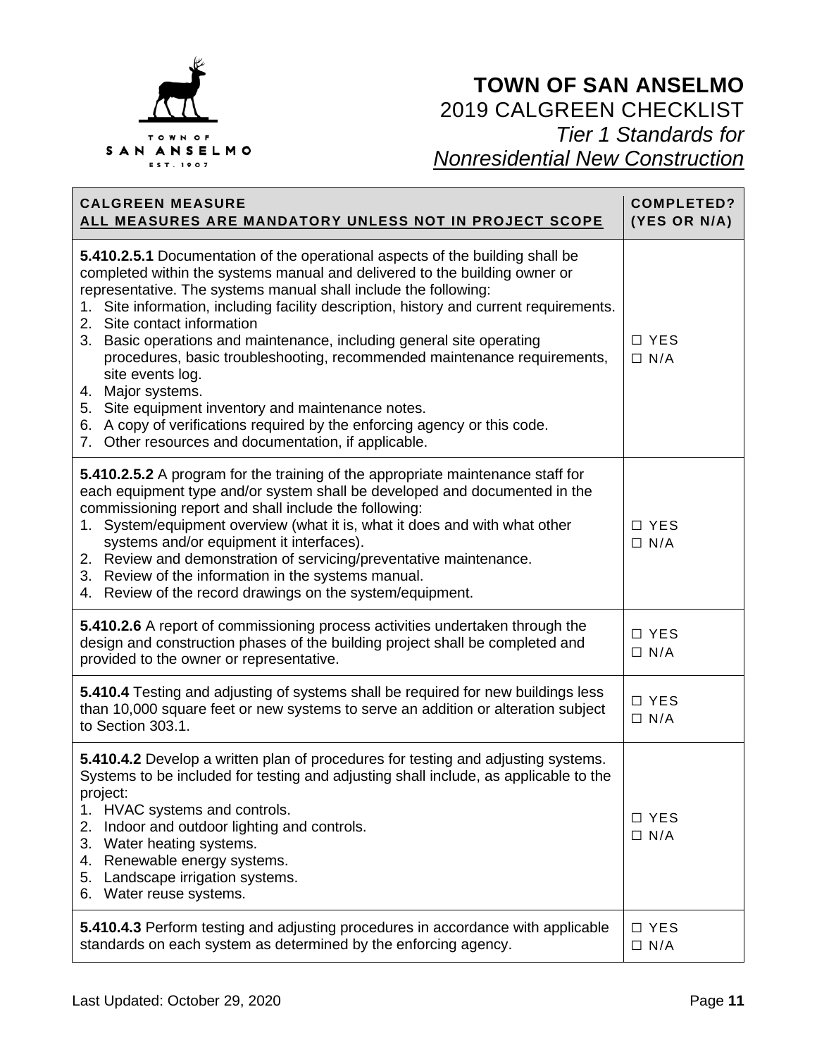# TOWN OF SAN ANSELMO

## 2019 CALGREEN CHECKLIST

### *Tier 1 Standards for* *Nonresidential New Construction*

| **CALGREEN MEASURE** **ALL MEASURES ARE MANDATORY UNLESS NOT IN PROJECT SCOPE** | **COMPLETED? (YES OR N/A)** |
|---|---|
| **5.410.2.5.1** Documentation of the operational aspects of the building shall be completed within the systems manual and delivered to the building owner or representative. The systems manual shall include the following:<br>1. Site information, including facility description, history and current requirements.<br>2. Site contact information<br>3. Basic operations and maintenance, including general site operating procedures, basic troubleshooting, recommended maintenance requirements, site events log.<br>4. Major systems.<br>5. Site equipment inventory and maintenance notes.<br>6. A copy of verifications required by the enforcing agency or this code.<br>7. Other resources and documentation, if applicable. | ☐ YES<br>☐ N/A |
| **5.410.2.5.2** A program for the training of the appropriate maintenance staff for each equipment type and/or system shall be developed and documented in the commissioning report and shall include the following:<br>1. System/equipment overview (what it is, what it does and with what other systems and/or equipment it interfaces).<br>2. Review and demonstration of servicing/preventative maintenance.<br>3. Review of the information in the systems manual.<br>4. Review of the record drawings on the system/equipment. | ☐ YES<br>☐ N/A |
| **5.410.2.6** A report of commissioning process activities undertaken through the design and construction phases of the building project shall be completed and provided to the owner or representative. | ☐ YES<br>☐ N/A |
| **5.410.4** Testing and adjusting of systems shall be required for new buildings less than 10,000 square feet or new systems to serve an addition or alteration subject to Section 303.1. | ☐ YES<br>☐ N/A |
| **5.410.4.2** Develop a written plan of procedures for testing and adjusting systems. Systems to be included for testing and adjusting shall include, as applicable to the project:<br>1. HVAC systems and controls.<br>2. Indoor and outdoor lighting and controls.<br>3. Water heating systems.<br>4. Renewable energy systems.<br>5. Landscape irrigation systems.<br>6. Water reuse systems. | ☐ YES<br>☐ N/A |
| **5.410.4.3** Perform testing and adjusting procedures in accordance with applicable standards on each system as determined by the enforcing agency. | ☐ YES<br>☐ N/A |

Last Updated: October 29, 2020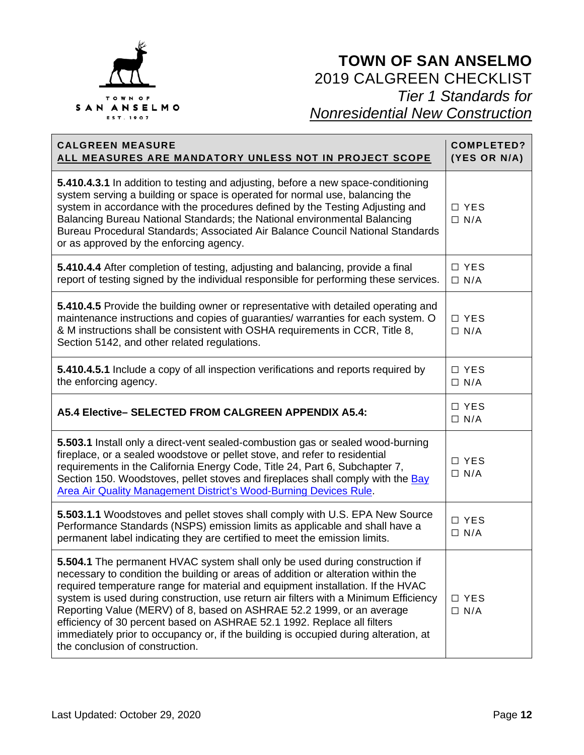# TOWN OF SAN ANSELMO

## 2019 CALGREEN CHECKLIST

### *Tier 1 Standards for* *Nonresidential New Construction*

| CALGREEN MEASURE<br>ALL MEASURES ARE MANDATORY UNLESS NOT IN PROJECT SCOPE | COMPLETED? (YES OR N/A) |
|---|---|
| **5.410.4.3.1** In addition to testing and adjusting, before a new space-conditioning system serving a building or space is operated for normal use, balancing the system in accordance with the procedures defined by the Testing Adjusting and Balancing Bureau National Standards; the National environmental Balancing Bureau Procedural Standards; Associated Air Balance Council National Standards or as approved by the enforcing agency. | ☐ YES<br>☐ N/A |
| **5.410.4.4** After completion of testing, adjusting and balancing, provide a final report of testing signed by the individual responsible for performing these services. | ☐ YES<br>☐ N/A |
| **5.410.4.5** Provide the building owner or representative with detailed operating and maintenance instructions and copies of guaranties/ warranties for each system. O & M instructions shall be consistent with OSHA requirements in CCR, Title 8, Section 5142, and other related regulations. | ☐ YES<br>☐ N/A |
| **5.410.4.5.1** Include a copy of all inspection verifications and reports required by the enforcing agency. | ☐ YES<br>☐ N/A |
| **A5.4 Elective– SELECTED FROM CALGREEN APPENDIX A5.4:** | ☐ YES<br>☐ N/A |
| **5.503.1** Install only a direct-vent sealed-combustion gas or sealed wood-burning fireplace, or a sealed woodstove or pellet stove, and refer to residential requirements in the California Energy Code, Title 24, Part 6, Subchapter 7, Section 150. Woodstoves, pellet stoves and fireplaces shall comply with the Bay Area Air Quality Management District's Wood-Burning Devices Rule. | ☐ YES<br>☐ N/A |
| **5.503.1.1** Woodstoves and pellet stoves shall comply with U.S. EPA New Source Performance Standards (NSPS) emission limits as applicable and shall have a permanent label indicating they are certified to meet the emission limits. | ☐ YES<br>☐ N/A |
| **5.504.1** The permanent HVAC system shall only be used during construction if necessary to condition the building or areas of addition or alteration within the required temperature range for material and equipment installation. If the HVAC system is used during construction, use return air filters with a Minimum Efficiency Reporting Value (MERV) of 8, based on ASHRAE 52.2 1999, or an average efficiency of 30 percent based on ASHRAE 52.1 1992. Replace all filters immediately prior to occupancy or, if the building is occupied during alteration, at the conclusion of construction. | ☐ YES<br>☐ N/A |

Last Updated: October 29, 2020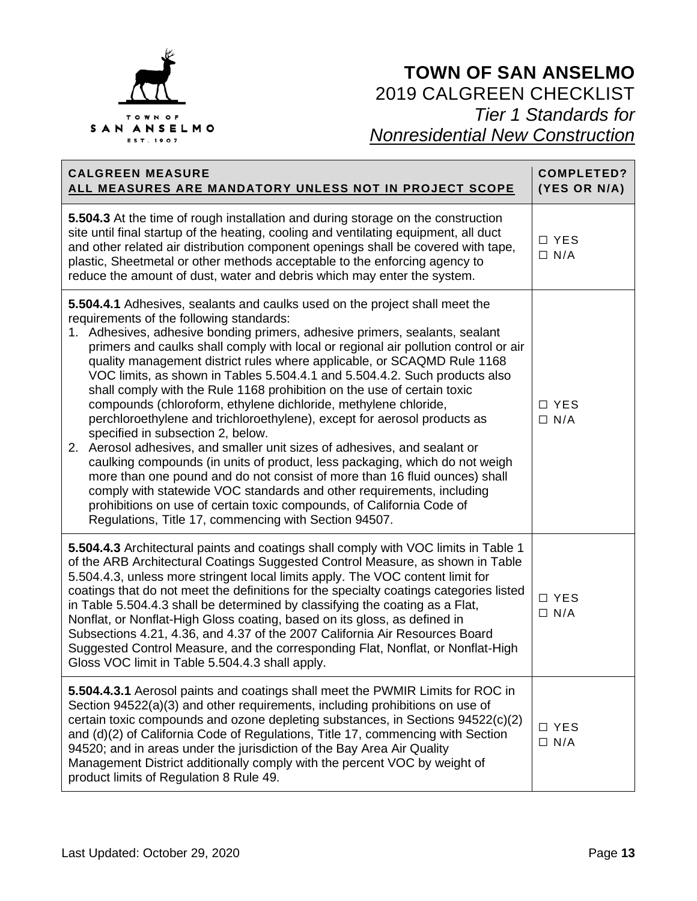# TOWN OF SAN ANSELMO

## 2019 CALGREEN CHECKLIST

### *Tier 1 Standards for* *Nonresidential New Construction*

| **CALGREEN MEASURE**<br>**ALL MEASURES ARE MANDATORY UNLESS NOT IN PROJECT SCOPE** | **COMPLETED? (YES OR N/A)** |
|---|---|
| **5.504.3** At the time of rough installation and during storage on the construction site until final startup of the heating, cooling and ventilating equipment, all duct and other related air distribution component openings shall be covered with tape, plastic, Sheetmetal or other methods acceptable to the enforcing agency to reduce the amount of dust, water and debris which may enter the system. | ☐ YES<br>☐ N/A |
| **5.504.4.1** Adhesives, sealants and caulks used on the project shall meet the requirements of the following standards:<br>1. Adhesives, adhesive bonding primers, adhesive primers, sealants, sealant primers and caulks shall comply with local or regional air pollution control or air quality management district rules where applicable, or SCAQMD Rule 1168 VOC limits, as shown in Tables 5.504.4.1 and 5.504.4.2. Such products also shall comply with the Rule 1168 prohibition on the use of certain toxic compounds (chloroform, ethylene dichloride, methylene chloride, perchloroethylene and trichloroethylene), except for aerosol products as specified in subsection 2, below.<br>2. Aerosol adhesives, and smaller unit sizes of adhesives, and sealant or caulking compounds (in units of product, less packaging, which do not weigh more than one pound and do not consist of more than 16 fluid ounces) shall comply with statewide VOC standards and other requirements, including prohibitions on use of certain toxic compounds, of California Code of Regulations, Title 17, commencing with Section 94507. | ☐ YES<br>☐ N/A |
| **5.504.4.3** Architectural paints and coatings shall comply with VOC limits in Table 1 of the ARB Architectural Coatings Suggested Control Measure, as shown in Table 5.504.4.3, unless more stringent local limits apply. The VOC content limit for coatings that do not meet the definitions for the specialty coatings categories listed in Table 5.504.4.3 shall be determined by classifying the coating as a Flat, Nonflat, or Nonflat-High Gloss coating, based on its gloss, as defined in Subsections 4.21, 4.36, and 4.37 of the 2007 California Air Resources Board Suggested Control Measure, and the corresponding Flat, Nonflat, or Nonflat-High Gloss VOC limit in Table 5.504.4.3 shall apply. | ☐ YES<br>☐ N/A |
| **5.504.4.3.1** Aerosol paints and coatings shall meet the PWMIR Limits for ROC in Section 94522(a)(3) and other requirements, including prohibitions on use of certain toxic compounds and ozone depleting substances, in Sections 94522(c)(2) and (d)(2) of California Code of Regulations, Title 17, commencing with Section 94520; and in areas under the jurisdiction of the Bay Area Air Quality Management District additionally comply with the percent VOC by weight of product limits of Regulation 8 Rule 49. | ☐ YES<br>☐ N/A |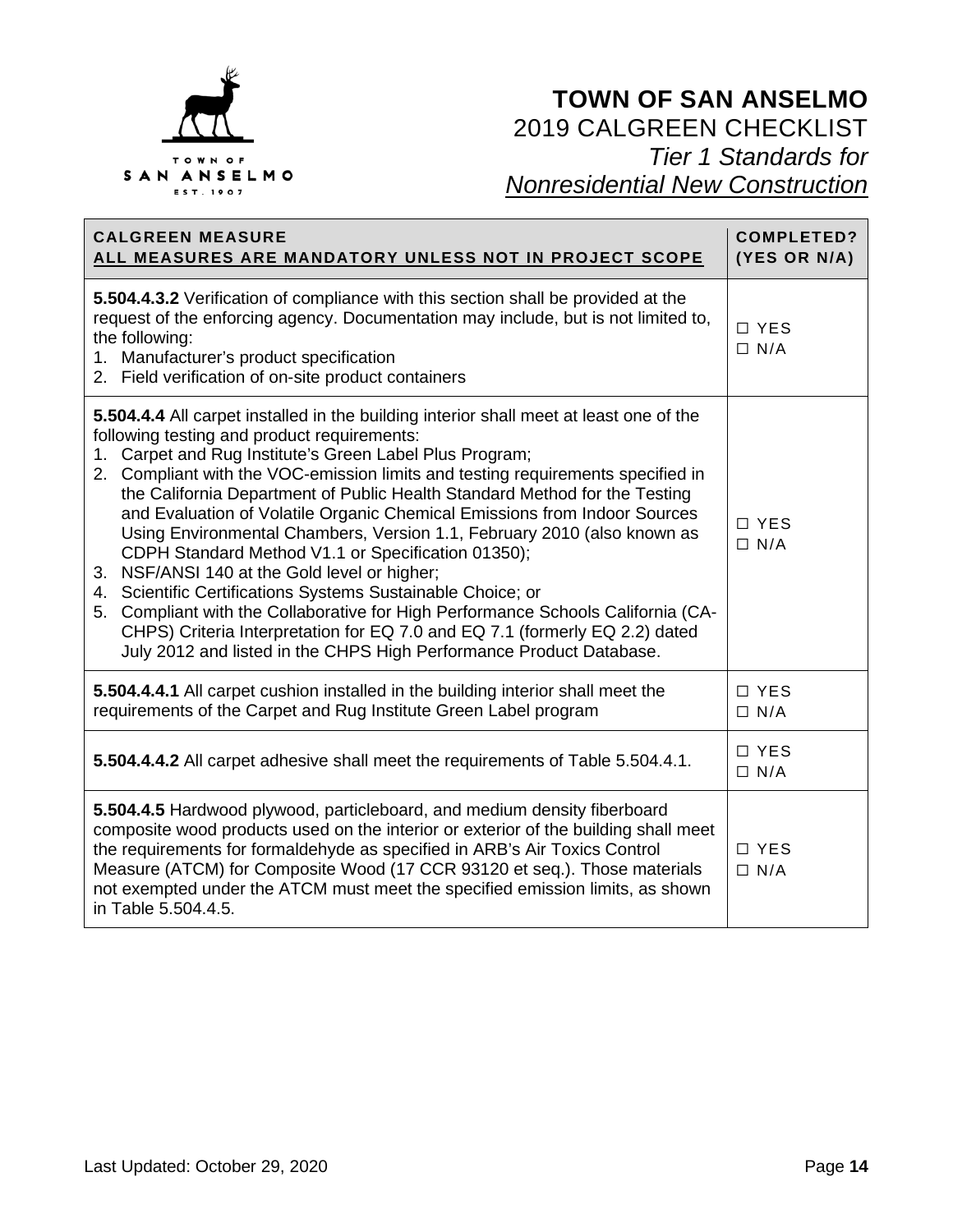# TOWN OF SAN ANSELMO

2019 CALGREEN CHECKLIST

*Tier 1 Standards for*

*Nonresidential New Construction*

| CALGREEN MEASURE<br>ALL MEASURES ARE MANDATORY UNLESS NOT IN PROJECT SCOPE | COMPLETED? (YES OR N/A) |
|---|---|
| **5.504.4.3.2** Verification of compliance with this section shall be provided at the request of the enforcing agency. Documentation may include, but is not limited to, the following:<br>1. Manufacturer's product specification<br>2. Field verification of on-site product containers | ☐ YES<br>☐ N/A |
| **5.504.4.4** All carpet installed in the building interior shall meet at least one of the following testing and product requirements:<br>1. Carpet and Rug Institute's Green Label Plus Program;<br>2. Compliant with the VOC-emission limits and testing requirements specified in the California Department of Public Health Standard Method for the Testing and Evaluation of Volatile Organic Chemical Emissions from Indoor Sources Using Environmental Chambers, Version 1.1, February 2010 (also known as CDPH Standard Method V1.1 or Specification 01350);<br>3. NSF/ANSI 140 at the Gold level or higher;<br>4. Scientific Certifications Systems Sustainable Choice; or<br>5. Compliant with the Collaborative for High Performance Schools California (CA-CHPS) Criteria Interpretation for EQ 7.0 and EQ 7.1 (formerly EQ 2.2) dated July 2012 and listed in the CHPS High Performance Product Database. | ☐ YES<br>☐ N/A |
| **5.504.4.4.1** All carpet cushion installed in the building interior shall meet the requirements of the Carpet and Rug Institute Green Label program | ☐ YES<br>☐ N/A |
| **5.504.4.4.2** All carpet adhesive shall meet the requirements of Table 5.504.4.1. | ☐ YES<br>☐ N/A |
| **5.504.4.5** Hardwood plywood, particleboard, and medium density fiberboard composite wood products used on the interior or exterior of the building shall meet the requirements for formaldehyde as specified in ARB's Air Toxics Control Measure (ATCM) for Composite Wood (17 CCR 93120 et seq.). Those materials not exempted under the ATCM must meet the specified emission limits, as shown in Table 5.504.4.5. | ☐ YES<br>☐ N/A |

Last Updated: October 29, 2020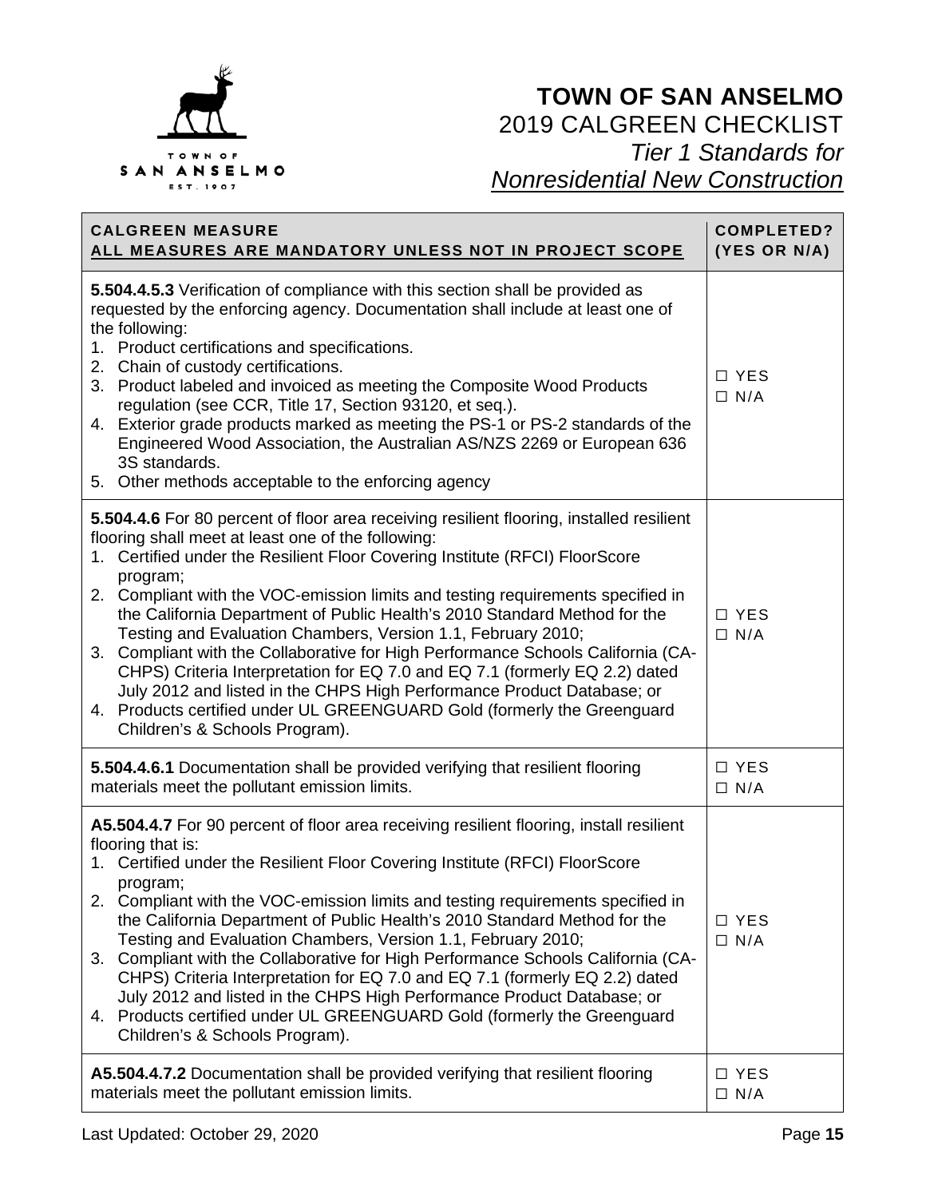# TOWN OF SAN ANSELMO

## 2019 CALGREEN CHECKLIST

*Tier 1 Standards for*

*Nonresidential New Construction*

| **CALGREEN MEASURE**<br>**ALL MEASURES ARE MANDATORY UNLESS NOT IN PROJECT SCOPE** | **COMPLETED? (YES OR N/A)** |
|---|---|
| **5.504.4.5.3** Verification of compliance with this section shall be provided as requested by the enforcing agency. Documentation shall include at least one of the following:<br>1. Product certifications and specifications.<br>2. Chain of custody certifications.<br>3. Product labeled and invoiced as meeting the Composite Wood Products regulation (see CCR, Title 17, Section 93120, et seq.).<br>4. Exterior grade products marked as meeting the PS-1 or PS-2 standards of the Engineered Wood Association, the Australian AS/NZS 2269 or European 636 3S standards.<br>5. Other methods acceptable to the enforcing agency | ☐ YES<br>☐ N/A |
| **5.504.4.6** For 80 percent of floor area receiving resilient flooring, installed resilient flooring shall meet at least one of the following:<br>1. Certified under the Resilient Floor Covering Institute (RFCI) FloorScore program;<br>2. Compliant with the VOC-emission limits and testing requirements specified in the California Department of Public Health's 2010 Standard Method for the Testing and Evaluation Chambers, Version 1.1, February 2010;<br>3. Compliant with the Collaborative for High Performance Schools California (CA-CHPS) Criteria Interpretation for EQ 7.0 and EQ 7.1 (formerly EQ 2.2) dated July 2012 and listed in the CHPS High Performance Product Database; or<br>4. Products certified under UL GREENGUARD Gold (formerly the Greenguard Children's & Schools Program). | ☐ YES<br>☐ N/A |
| **5.504.4.6.1** Documentation shall be provided verifying that resilient flooring materials meet the pollutant emission limits. | ☐ YES<br>☐ N/A |
| **A5.504.4.7** For 90 percent of floor area receiving resilient flooring, install resilient flooring that is:<br>1. Certified under the Resilient Floor Covering Institute (RFCI) FloorScore program;<br>2. Compliant with the VOC-emission limits and testing requirements specified in the California Department of Public Health's 2010 Standard Method for the Testing and Evaluation Chambers, Version 1.1, February 2010;<br>3. Compliant with the Collaborative for High Performance Schools California (CA-CHPS) Criteria Interpretation for EQ 7.0 and EQ 7.1 (formerly EQ 2.2) dated July 2012 and listed in the CHPS High Performance Product Database; or<br>4. Products certified under UL GREENGUARD Gold (formerly the Greenguard Children's & Schools Program). | ☐ YES<br>☐ N/A |
| **A5.504.4.7.2** Documentation shall be provided verifying that resilient flooring materials meet the pollutant emission limits. | ☐ YES<br>☐ N/A |

Last Updated: October 29, 2020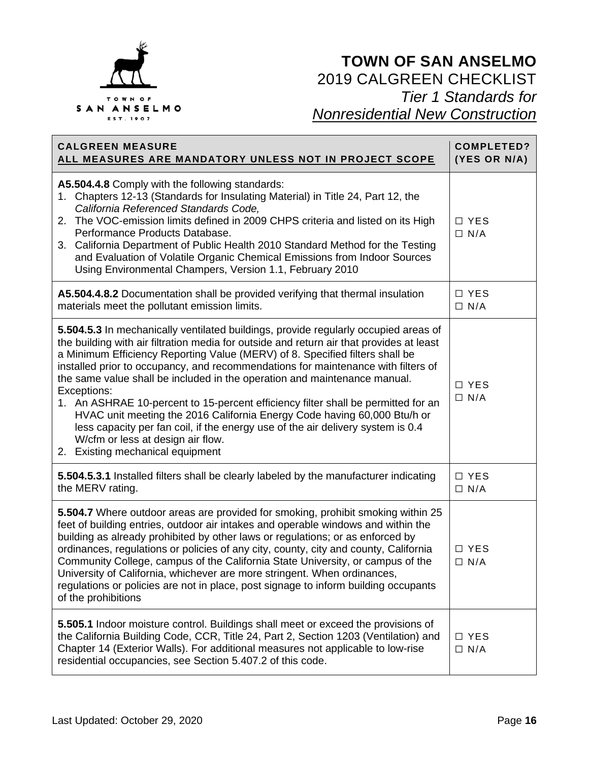# TOWN OF SAN ANSELMO

2019 CALGREEN CHECKLIST

*Tier 1 Standards for*

*Nonresidential New Construction*

| CALGREEN MEASURE<br>ALL MEASURES ARE MANDATORY UNLESS NOT IN PROJECT SCOPE | COMPLETED?<br>(YES OR N/A) |
|---|---|
| **A5.504.4.8** Comply with the following standards:<br>1. Chapters 12-13 (Standards for Insulating Material) in Title 24, Part 12, the *California Referenced Standards Code,*<br>2. The VOC-emission limits defined in 2009 CHPS criteria and listed on its High Performance Products Database.<br>3. California Department of Public Health 2010 Standard Method for the Testing and Evaluation of Volatile Organic Chemical Emissions from Indoor Sources Using Environmental Champers, Version 1.1, February 2010 | ☐ YES<br>☐ N/A |
| **A5.504.4.8.2** Documentation shall be provided verifying that thermal insulation materials meet the pollutant emission limits. | ☐ YES<br>☐ N/A |
| **5.504.5.3** In mechanically ventilated buildings, provide regularly occupied areas of the building with air filtration media for outside and return air that provides at least a Minimum Efficiency Reporting Value (MERV) of 8. Specified filters shall be installed prior to occupancy, and recommendations for maintenance with filters of the same value shall be included in the operation and maintenance manual.<br>Exceptions:<br>1. An ASHRAE 10-percent to 15-percent efficiency filter shall be permitted for an HVAC unit meeting the 2016 California Energy Code having 60,000 Btu/h or less capacity per fan coil, if the energy use of the air delivery system is 0.4 W/cfm or less at design air flow.<br>2. Existing mechanical equipment | ☐ YES<br>☐ N/A |
| **5.504.5.3.1** Installed filters shall be clearly labeled by the manufacturer indicating the MERV rating. | ☐ YES<br>☐ N/A |
| **5.504.7** Where outdoor areas are provided for smoking, prohibit smoking within 25 feet of building entries, outdoor air intakes and operable windows and within the building as already prohibited by other laws or regulations; or as enforced by ordinances, regulations or policies of any city, county, city and county, California Community College, campus of the California State University, or campus of the University of California, whichever are more stringent. When ordinances, regulations or policies are not in place, post signage to inform building occupants of the prohibitions | ☐ YES<br>☐ N/A |
| **5.505.1** Indoor moisture control. Buildings shall meet or exceed the provisions of the California Building Code, CCR, Title 24, Part 2, Section 1203 (Ventilation) and Chapter 14 (Exterior Walls). For additional measures not applicable to low-rise residential occupancies, see Section 5.407.2 of this code. | ☐ YES<br>☐ N/A |

Last Updated: October 29, 2020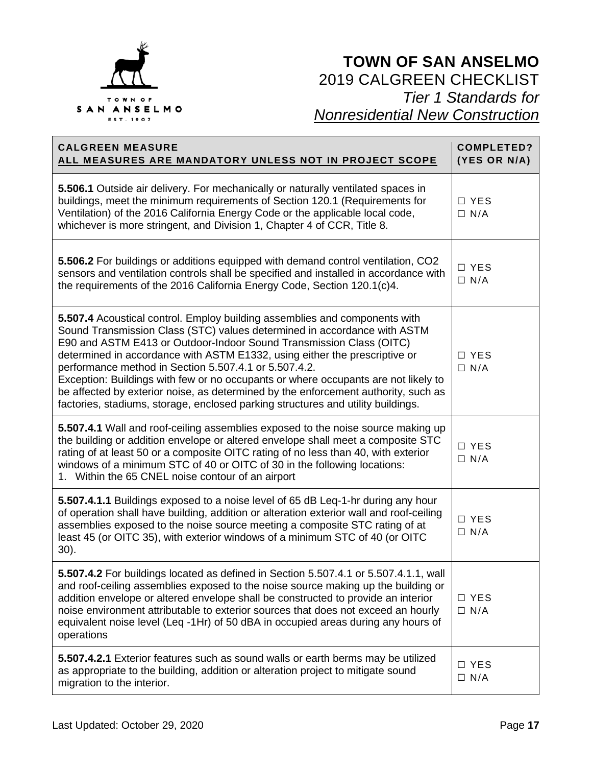# TOWN OF SAN ANSELMO

2019 CALGREEN CHECKLIST

*Tier 1 Standards for*

*Nonresidential New Construction*

| **CALGREEN MEASURE** **ALL MEASURES ARE MANDATORY UNLESS NOT IN PROJECT SCOPE** | **COMPLETED? (YES OR N/A)** |
|---|---|
| **5.506.1** Outside air delivery. For mechanically or naturally ventilated spaces in buildings, meet the minimum requirements of Section 120.1 (Requirements for Ventilation) of the 2016 California Energy Code or the applicable local code, whichever is more stringent, and Division 1, Chapter 4 of CCR, Title 8. | ☐ YES ☐ N/A |
| **5.506.2** For buildings or additions equipped with demand control ventilation, CO2 sensors and ventilation controls shall be specified and installed in accordance with the requirements of the 2016 California Energy Code, Section 120.1(c)4. | ☐ YES ☐ N/A |
| **5.507.4** Acoustical control. Employ building assemblies and components with Sound Transmission Class (STC) values determined in accordance with ASTM E90 and ASTM E413 or Outdoor-Indoor Sound Transmission Class (OITC) determined in accordance with ASTM E1332, using either the prescriptive or performance method in Section 5.507.4.1 or 5.507.4.2. Exception: Buildings with few or no occupants or where occupants are not likely to be affected by exterior noise, as determined by the enforcement authority, such as factories, stadiums, storage, enclosed parking structures and utility buildings. | ☐ YES ☐ N/A |
| **5.507.4.1** Wall and roof-ceiling assemblies exposed to the noise source making up the building or addition envelope or altered envelope shall meet a composite STC rating of at least 50 or a composite OITC rating of no less than 40, with exterior windows of a minimum STC of 40 or OITC of 30 in the following locations: 1. Within the 65 CNEL noise contour of an airport | ☐ YES ☐ N/A |
| **5.507.4.1.1** Buildings exposed to a noise level of 65 dB Leq-1-hr during any hour of operation shall have building, addition or alteration exterior wall and roof-ceiling assemblies exposed to the noise source meeting a composite STC rating of at least 45 (or OITC 35), with exterior windows of a minimum STC of 40 (or OITC 30). | ☐ YES ☐ N/A |
| **5.507.4.2** For buildings located as defined in Section 5.507.4.1 or 5.507.4.1.1, wall and roof-ceiling assemblies exposed to the noise source making up the building or addition envelope or altered envelope shall be constructed to provide an interior noise environment attributable to exterior sources that does not exceed an hourly equivalent noise level (Leq -1Hr) of 50 dBA in occupied areas during any hours of operations | ☐ YES ☐ N/A |
| **5.507.4.2.1** Exterior features such as sound walls or earth berms may be utilized as appropriate to the building, addition or alteration project to mitigate sound migration to the interior. | ☐ YES ☐ N/A |

Last Updated: October 29, 2020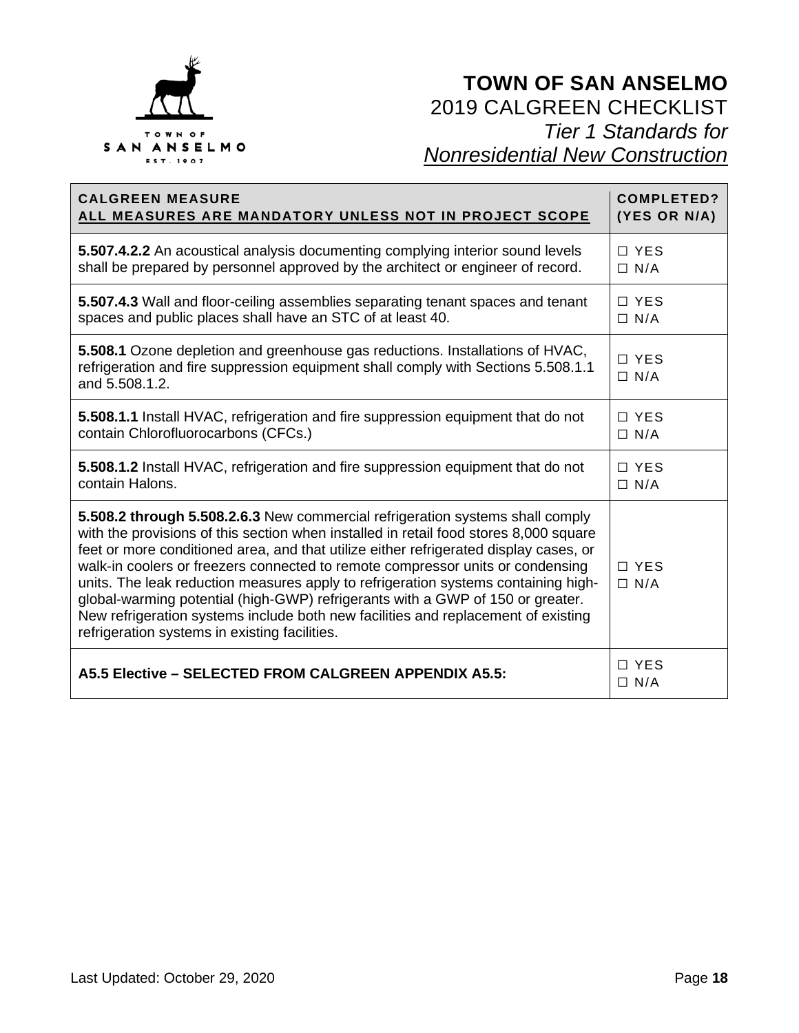**TOWN OF SAN ANSELMO**
2019 CALGREEN CHECKLIST
*Tier 1 Standards for*
*Nonresidential New Construction*

| **CALGREEN MEASURE** **ALL MEASURES ARE MANDATORY UNLESS NOT IN PROJECT SCOPE** | **COMPLETED? (YES OR N/A)** |
|---|---|
| **5.507.4.2.2** An acoustical analysis documenting complying interior sound levels shall be prepared by personnel approved by the architect or engineer of record. | ☐ YES ☐ N/A |
| **5.507.4.3** Wall and floor-ceiling assemblies separating tenant spaces and tenant spaces and public places shall have an STC of at least 40. | ☐ YES ☐ N/A |
| **5.508.1** Ozone depletion and greenhouse gas reductions. Installations of HVAC, refrigeration and fire suppression equipment shall comply with Sections 5.508.1.1 and 5.508.1.2. | ☐ YES ☐ N/A |
| **5.508.1.1** Install HVAC, refrigeration and fire suppression equipment that do not contain Chlorofluorocarbons (CFCs.) | ☐ YES ☐ N/A |
| **5.508.1.2** Install HVAC, refrigeration and fire suppression equipment that do not contain Halons. | ☐ YES ☐ N/A |
| **5.508.2 through 5.508.2.6.3** New commercial refrigeration systems shall comply with the provisions of this section when installed in retail food stores 8,000 square feet or more conditioned area, and that utilize either refrigerated display cases, or walk-in coolers or freezers connected to remote compressor units or condensing units. The leak reduction measures apply to refrigeration systems containing high-global-warming potential (high-GWP) refrigerants with a GWP of 150 or greater. New refrigeration systems include both new facilities and replacement of existing refrigeration systems in existing facilities. | ☐ YES ☐ N/A |
| **A5.5 Elective – SELECTED FROM CALGREEN APPENDIX A5.5:** | ☐ YES ☐ N/A |

Last Updated: October 29, 2020